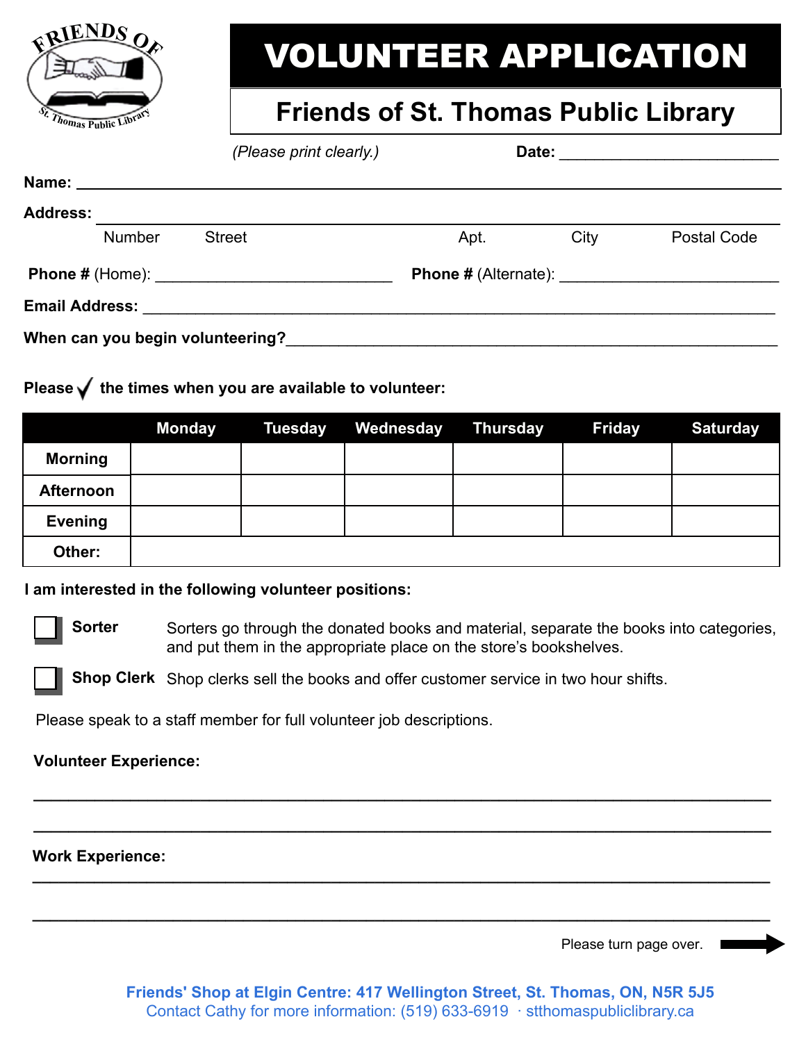# VOLUNTEER APPLICATION

## Friends of St. Thomas Public Library

*(Please print clearly.)* **Date:** ___________________________

**Name:** ______________________________________________________________________

**Address:** ____________________________________________________________________

Number Street Apt. City Postal Code

**Phone #** (Home): ____________________________ **Phone #** (Alternate): ___________________________

**Email Address:** ______________________________________________________________

**When can you begin volunteering?** _____________________________________________

**Please ✓ the times when you are available to volunteer:**

| | Monday | Tuesday | Wednesday | Thursday | Friday | Saturday |
|---|---|---|---|---|---|---|
| **Morning** | | | | | | |
| **Afternoon** | | | | | | |
| **Evening** | | | | | | |
| **Other:** | | | | | | |

**I am interested in the following volunteer positions:**

- ☐ **Sorter** — Sorters go through the donated books and material, separate the books into categories, and put them in the appropriate place on the store's bookshelves.
- ☐ **Shop Clerk** — Shop clerks sell the books and offer customer service in two hour shifts.

Please speak to a staff member for full volunteer job descriptions.

**Volunteer Experience:**

______________________________________________________________________

______________________________________________________________________

**Work Experience:**

______________________________________________________________________

______________________________________________________________________

Please turn page over. ➡

**Friends' Shop at Elgin Centre: 417 Wellington Street, St. Thomas, ON, N5R 5J5**

Contact Cathy for more information: (519) 633-6919 · stthomaspubliclibrary.ca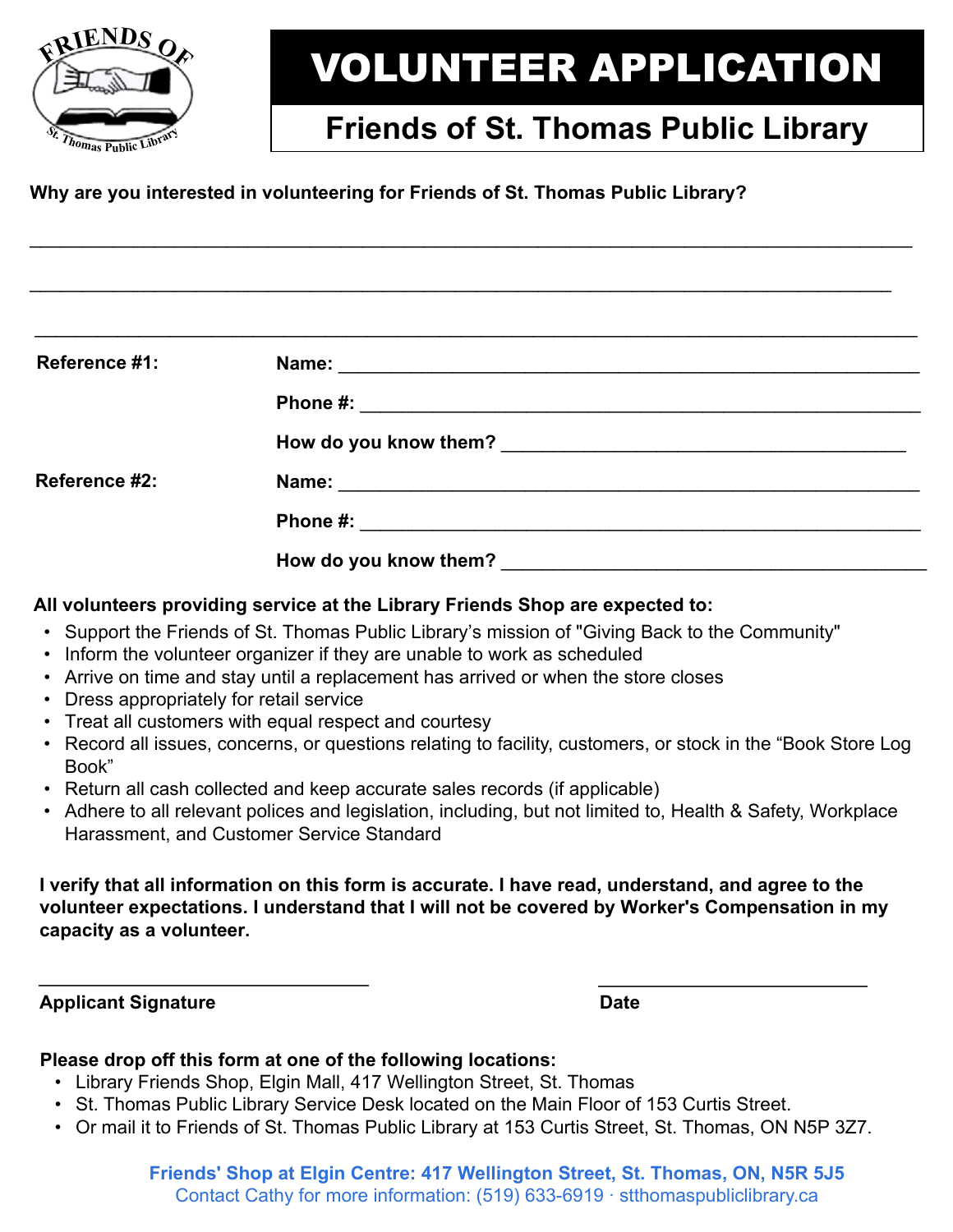FRIENDS OF St. Thomas Public Library

# VOLUNTEER APPLICATION

## Friends of St. Thomas Public Library

**Why are you interested in volunteering for Friends of St. Thomas Public Library?**

_______________________________________________________________________________

_______________________________________________________________________________

_______________________________________________________________________________

| | |
|---|---|
| **Reference #1:** | **Name:** ______________________________ |
| | **Phone #:** ______________________________ |
| | **How do you know them?** ______________________________ |
| **Reference #2:** | **Name:** ______________________________ |
| | **Phone #:** ______________________________ |
| | **How do you know them?** ______________________________ |

**All volunteers providing service at the Library Friends Shop are expected to:**

- Support the Friends of St. Thomas Public Library's mission of "Giving Back to the Community"
- Inform the volunteer organizer if they are unable to work as scheduled
- Arrive on time and stay until a replacement has arrived or when the store closes
- Dress appropriately for retail service
- Treat all customers with equal respect and courtesy
- Record all issues, concerns, or questions relating to facility, customers, or stock in the "Book Store Log Book"
- Return all cash collected and keep accurate sales records (if applicable)
- Adhere to all relevant polices and legislation, including, but not limited to, Health & Safety, Workplace Harassment, and Customer Service Standard

**I verify that all information on this form is accurate. I have read, understand, and agree to the volunteer expectations. I understand that I will not be covered by Worker's Compensation in my capacity as a volunteer.**

______________________________ ______________________________

**Applicant Signature** **Date**

**Please drop off this form at one of the following locations:**

- Library Friends Shop, Elgin Mall, 417 Wellington Street, St. Thomas
- St. Thomas Public Library Service Desk located on the Main Floor of 153 Curtis Street.
- Or mail it to Friends of St. Thomas Public Library at 153 Curtis Street, St. Thomas, ON N5P 3Z7.

**Friends' Shop at Elgin Centre: 417 Wellington Street, St. Thomas, ON, N5R 5J5**
Contact Cathy for more information: (519) 633-6919 · stthomaspubliclibrary.ca